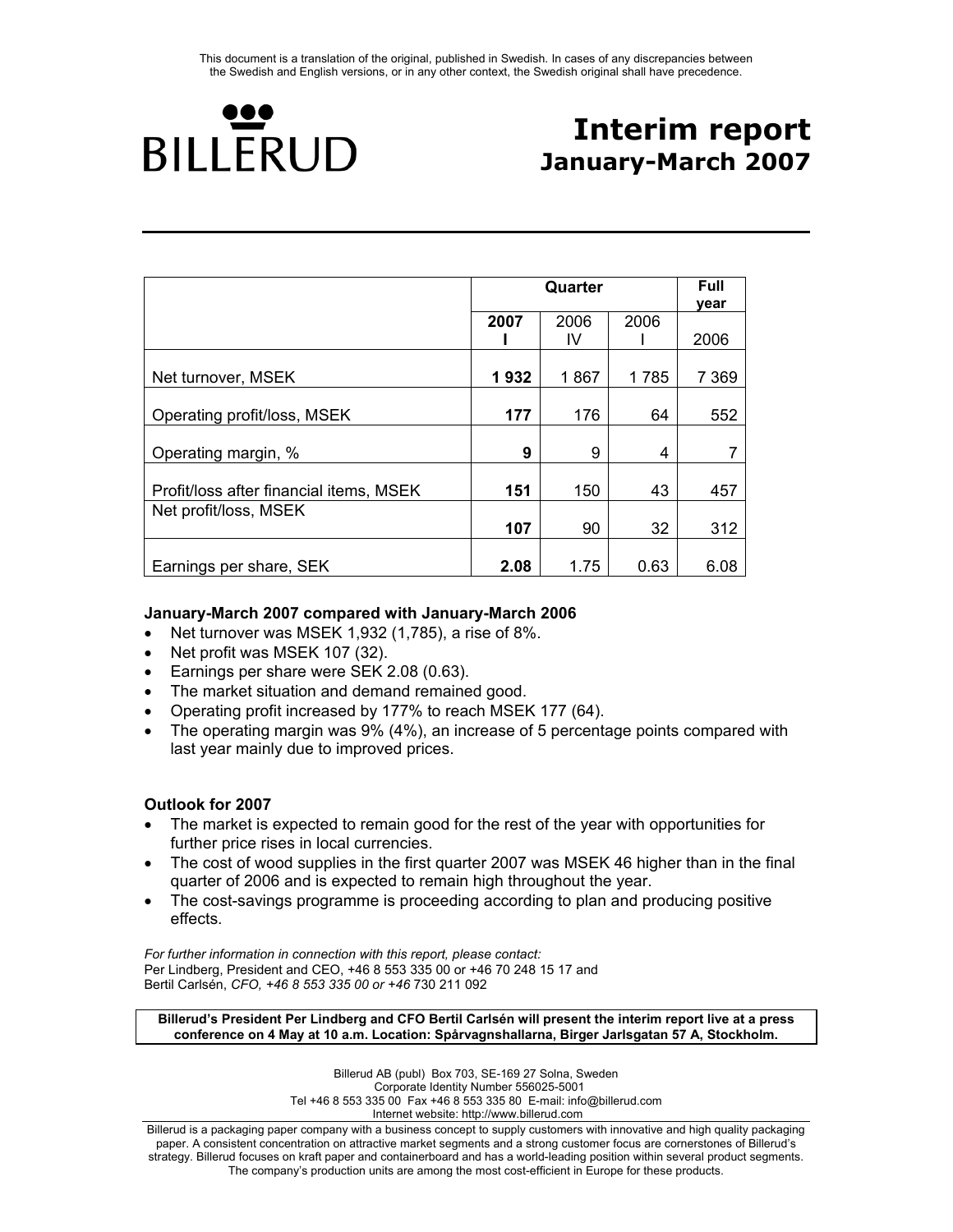This document is a translation of the original, published in Swedish. In cases of any discrepancies between the Swedish and English versions, or in any other context, the Swedish original shall have precedence.

BILLERUD

# Interim report
## January-March 2007

| | Quarter | | | Full year |
|---|---|---|---|---|
| | **2007 I** | 2006 IV | 2006 I | 2006 |
| Net turnover, MSEK | **1 932** | 1 867 | 1 785 | 7 369 |
| Operating profit/loss, MSEK | **177** | 176 | 64 | 552 |
| Operating margin, % | **9** | 9 | 4 | 7 |
| Profit/loss after financial items, MSEK | **151** | 150 | 43 | 457 |
| Net profit/loss, MSEK | **107** | 90 | 32 | 312 |
| Earnings per share, SEK | **2.08** | 1.75 | 0.63 | 6.08 |

### January-March 2007 compared with January-March 2006

- Net turnover was MSEK 1,932 (1,785), a rise of 8%.
- Net profit was MSEK 107 (32).
- Earnings per share were SEK 2.08 (0.63).
- The market situation and demand remained good.
- Operating profit increased by 177% to reach MSEK 177 (64).
- The operating margin was 9% (4%), an increase of 5 percentage points compared with last year mainly due to improved prices.

### Outlook for 2007

- The market is expected to remain good for the rest of the year with opportunities for further price rises in local currencies.
- The cost of wood supplies in the first quarter 2007 was MSEK 46 higher than in the final quarter of 2006 and is expected to remain high throughout the year.
- The cost-savings programme is proceeding according to plan and producing positive effects.

*For further information in connection with this report, please contact:*
Per Lindberg, President and CEO, +46 8 553 335 00 or +46 70 248 15 17 and
Bertil Carlsén, *CFO, +46 8 553 335 00 or +46* 730 211 092

**Billerud's President Per Lindberg and CFO Bertil Carlsén will present the interim report live at a press conference on 4 May at 10 a.m. Location: Spårvagnshallarna, Birger Jarlsgatan 57 A, Stockholm.**

Billerud AB (publ) Box 703, SE-169 27 Solna, Sweden
Corporate Identity Number 556025-5001
Tel +46 8 553 335 00 Fax +46 8 553 335 80 E-mail: info@billerud.com
Internet website: http://www.billerud.com

Billerud is a packaging paper company with a business concept to supply customers with innovative and high quality packaging paper. A consistent concentration on attractive market segments and a strong customer focus are cornerstones of Billerud's strategy. Billerud focuses on kraft paper and containerboard and has a world-leading position within several product segments. The company's production units are among the most cost-efficient in Europe for these products.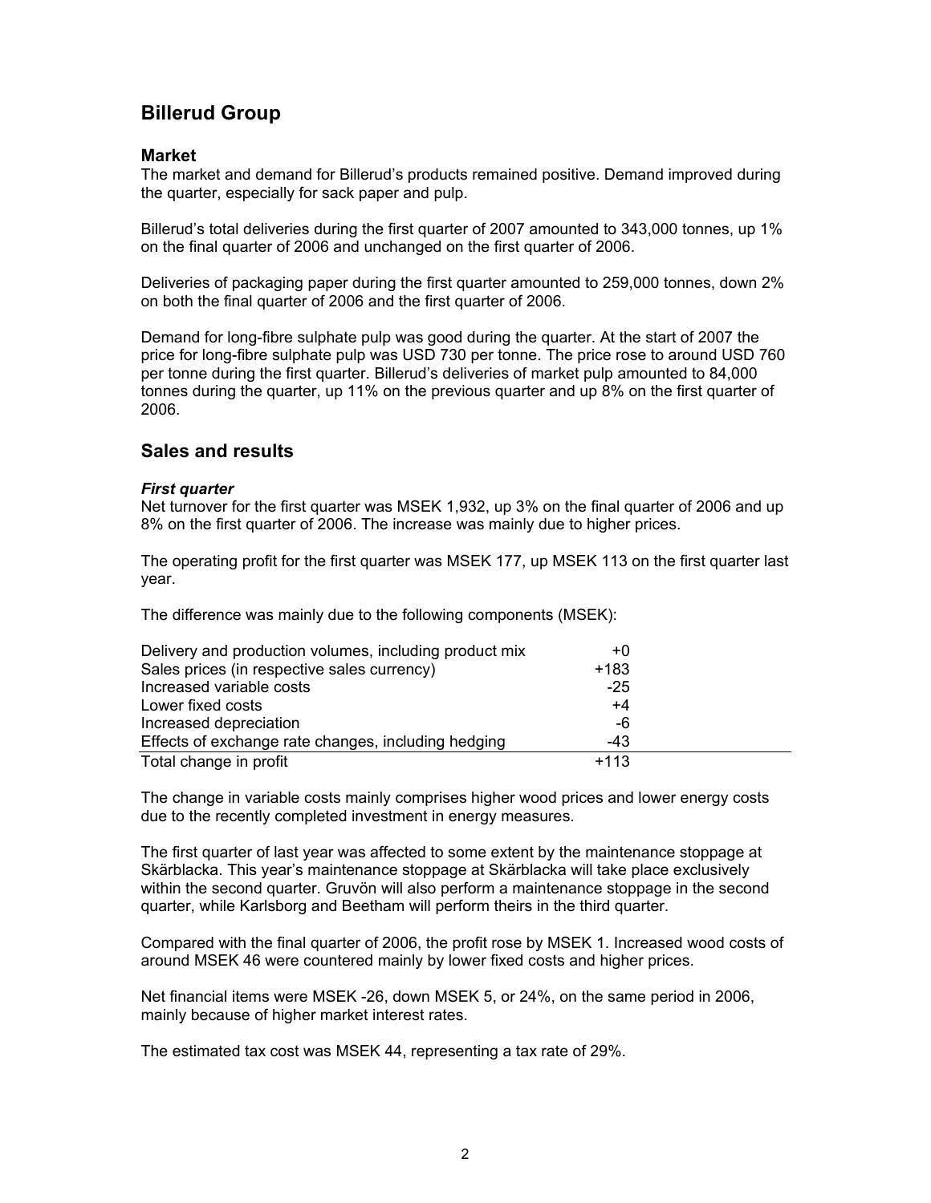# Billerud Group

## Market

The market and demand for Billerud's products remained positive. Demand improved during the quarter, especially for sack paper and pulp.

Billerud's total deliveries during the first quarter of 2007 amounted to 343,000 tonnes, up 1% on the final quarter of 2006 and unchanged on the first quarter of 2006.

Deliveries of packaging paper during the first quarter amounted to 259,000 tonnes, down 2% on both the final quarter of 2006 and the first quarter of 2006.

Demand for long-fibre sulphate pulp was good during the quarter. At the start of 2007 the price for long-fibre sulphate pulp was USD 730 per tonne. The price rose to around USD 760 per tonne during the first quarter. Billerud's deliveries of market pulp amounted to 84,000 tonnes during the quarter, up 11% on the previous quarter and up 8% on the first quarter of 2006.

# Sales and results

### *First quarter*

Net turnover for the first quarter was MSEK 1,932, up 3% on the final quarter of 2006 and up 8% on the first quarter of 2006. The increase was mainly due to higher prices.

The operating profit for the first quarter was MSEK 177, up MSEK 113 on the first quarter last year.

The difference was mainly due to the following components (MSEK):

| | |
|---|---|
| Delivery and production volumes, including product mix | +0 |
| Sales prices (in respective sales currency) | +183 |
| Increased variable costs | -25 |
| Lower fixed costs | +4 |
| Increased depreciation | -6 |
| Effects of exchange rate changes, including hedging | -43 |
| Total change in profit | +113 |

The change in variable costs mainly comprises higher wood prices and lower energy costs due to the recently completed investment in energy measures.

The first quarter of last year was affected to some extent by the maintenance stoppage at Skärblacka. This year's maintenance stoppage at Skärblacka will take place exclusively within the second quarter. Gruvön will also perform a maintenance stoppage in the second quarter, while Karlsborg and Beetham will perform theirs in the third quarter.

Compared with the final quarter of 2006, the profit rose by MSEK 1. Increased wood costs of around MSEK 46 were countered mainly by lower fixed costs and higher prices.

Net financial items were MSEK -26, down MSEK 5, or 24%, on the same period in 2006, mainly because of higher market interest rates.

The estimated tax cost was MSEK 44, representing a tax rate of 29%.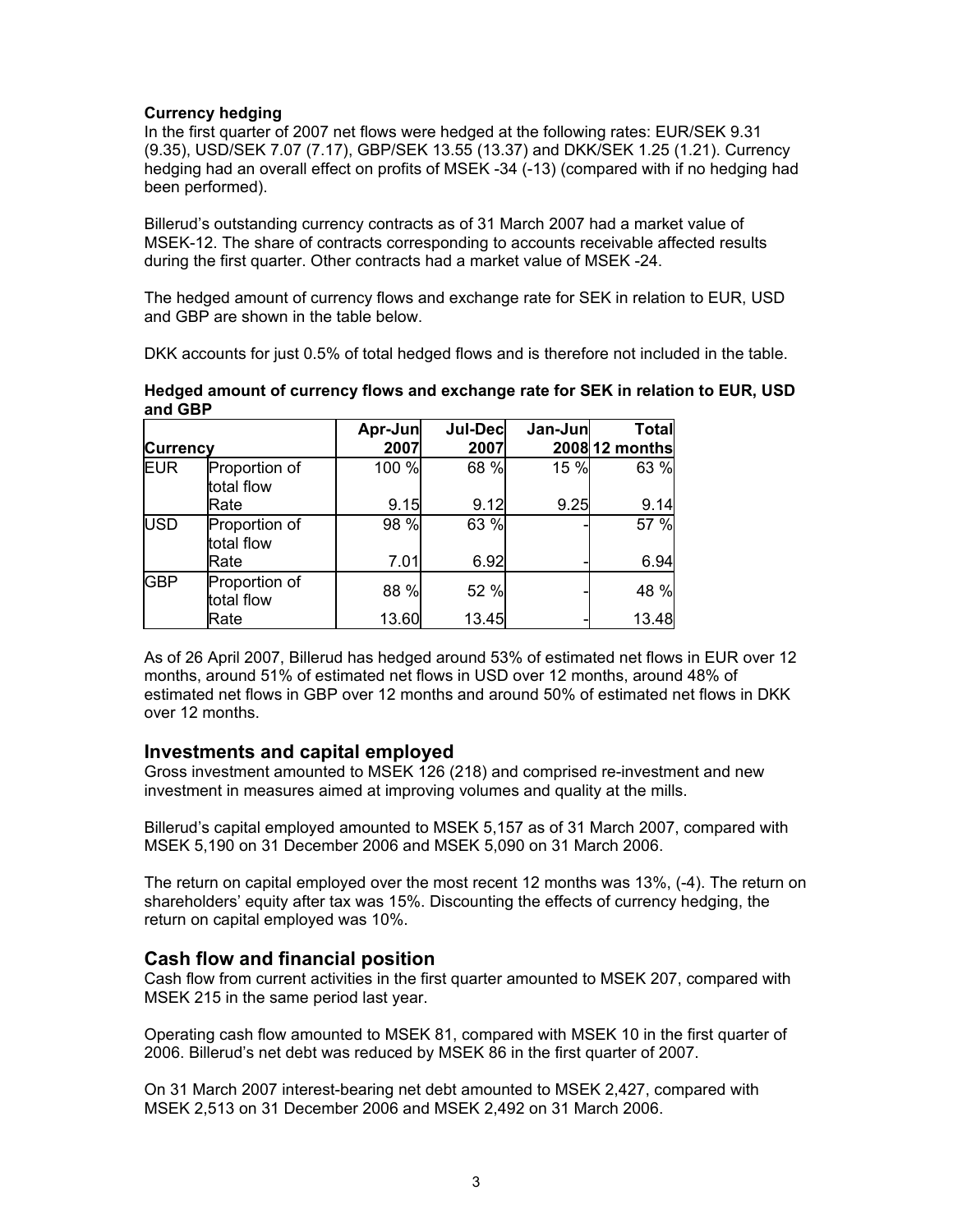**Currency hedging**

In the first quarter of 2007 net flows were hedged at the following rates: EUR/SEK 9.31 (9.35), USD/SEK 7.07 (7.17), GBP/SEK 13.55 (13.37) and DKK/SEK 1.25 (1.21). Currency hedging had an overall effect on profits of MSEK -34 (-13) (compared with if no hedging had been performed).

Billerud's outstanding currency contracts as of 31 March 2007 had a market value of MSEK-12. The share of contracts corresponding to accounts receivable affected results during the first quarter. Other contracts had a market value of MSEK -24.

The hedged amount of currency flows and exchange rate for SEK in relation to EUR, USD and GBP are shown in the table below.

DKK accounts for just 0.5% of total hedged flows and is therefore not included in the table.

**Hedged amount of currency flows and exchange rate for SEK in relation to EUR, USD and GBP**

| Currency | | Apr-Jun 2007 | Jul-Dec 2007 | Jan-Jun 2008 | Total 12 months |
|---|---|---|---|---|---|
| EUR | Proportion of total flow | 100 % | 68 % | 15 % | 63 % |
| | Rate | 9.15 | 9.12 | 9.25 | 9.14 |
| USD | Proportion of total flow | 98 % | 63 % | - | 57 % |
| | Rate | 7.01 | 6.92 | - | 6.94 |
| GBP | Proportion of total flow | 88 % | 52 % | - | 48 % |
| | Rate | 13.60 | 13.45 | - | 13.48 |

As of 26 April 2007, Billerud has hedged around 53% of estimated net flows in EUR over 12 months, around 51% of estimated net flows in USD over 12 months, around 48% of estimated net flows in GBP over 12 months and around 50% of estimated net flows in DKK over 12 months.

## Investments and capital employed

Gross investment amounted to MSEK 126 (218) and comprised re-investment and new investment in measures aimed at improving volumes and quality at the mills.

Billerud's capital employed amounted to MSEK 5,157 as of 31 March 2007, compared with MSEK 5,190 on 31 December 2006 and MSEK 5,090 on 31 March 2006.

The return on capital employed over the most recent 12 months was 13%, (-4). The return on shareholders' equity after tax was 15%. Discounting the effects of currency hedging, the return on capital employed was 10%.

## Cash flow and financial position

Cash flow from current activities in the first quarter amounted to MSEK 207, compared with MSEK 215 in the same period last year.

Operating cash flow amounted to MSEK 81, compared with MSEK 10 in the first quarter of 2006. Billerud's net debt was reduced by MSEK 86 in the first quarter of 2007.

On 31 March 2007 interest-bearing net debt amounted to MSEK 2,427, compared with MSEK 2,513 on 31 December 2006 and MSEK 2,492 on 31 March 2006.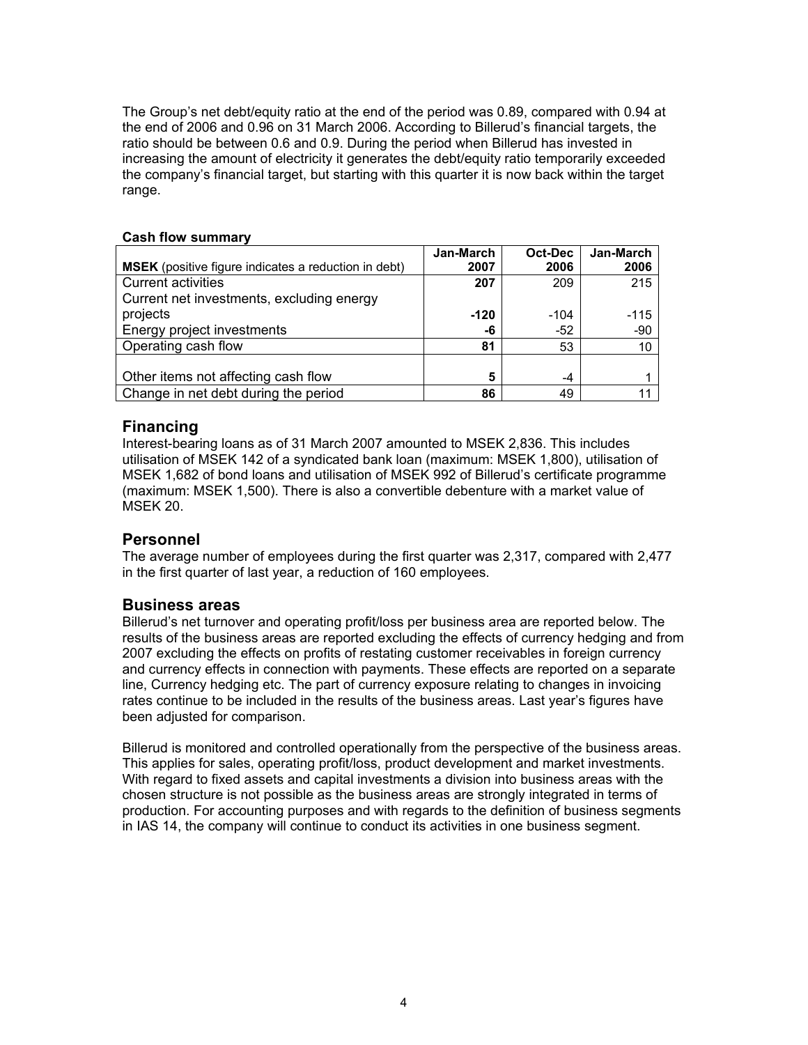The Group's net debt/equity ratio at the end of the period was 0.89, compared with 0.94 at the end of 2006 and 0.96 on 31 March 2006. According to Billerud's financial targets, the ratio should be between 0.6 and 0.9. During the period when Billerud has invested in increasing the amount of electricity it generates the debt/equity ratio temporarily exceeded the company's financial target, but starting with this quarter it is now back within the target range.

**Cash flow summary**

| **MSEK** (positive figure indicates a reduction in debt) | **Jan-March 2007** | **Oct-Dec 2006** | **Jan-March 2006** |
|---|---|---|---|
| Current activities | **207** | 209 | 215 |
| Current net investments, excluding energy projects | **-120** | -104 | -115 |
| Energy project investments | **-6** | -52 | -90 |
| Operating cash flow | **81** | 53 | 10 |
| Other items not affecting cash flow | **5** | -4 | 1 |
| Change in net debt during the period | **86** | 49 | 11 |

## Financing

Interest-bearing loans as of 31 March 2007 amounted to MSEK 2,836. This includes utilisation of MSEK 142 of a syndicated bank loan (maximum: MSEK 1,800), utilisation of MSEK 1,682 of bond loans and utilisation of MSEK 992 of Billerud's certificate programme (maximum: MSEK 1,500). There is also a convertible debenture with a market value of MSEK 20.

## Personnel

The average number of employees during the first quarter was 2,317, compared with 2,477 in the first quarter of last year, a reduction of 160 employees.

## Business areas

Billerud's net turnover and operating profit/loss per business area are reported below. The results of the business areas are reported excluding the effects of currency hedging and from 2007 excluding the effects on profits of restating customer receivables in foreign currency and currency effects in connection with payments. These effects are reported on a separate line, Currency hedging etc. The part of currency exposure relating to changes in invoicing rates continue to be included in the results of the business areas. Last year's figures have been adjusted for comparison.

Billerud is monitored and controlled operationally from the perspective of the business areas. This applies for sales, operating profit/loss, product development and market investments. With regard to fixed assets and capital investments a division into business areas with the chosen structure is not possible as the business areas are strongly integrated in terms of production. For accounting purposes and with regards to the definition of business segments in IAS 14, the company will continue to conduct its activities in one business segment.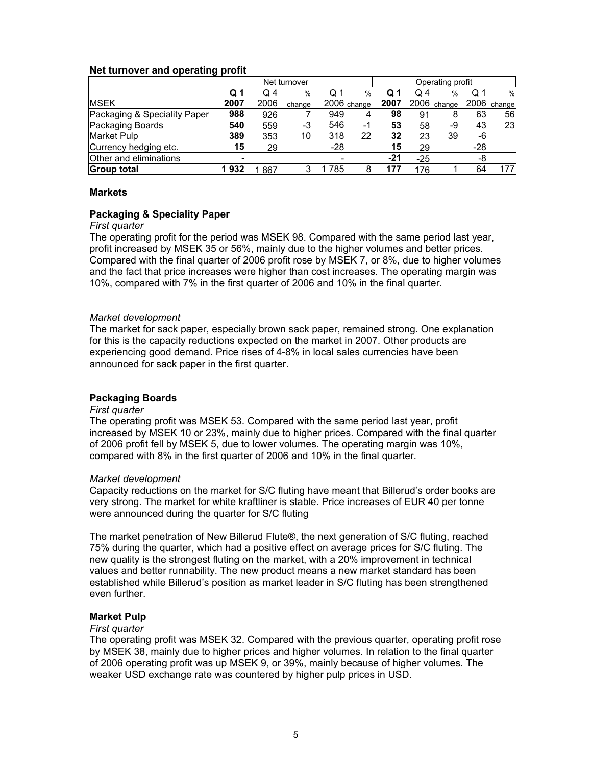**Net turnover and operating profit**

| | Net turnover | | | | | Operating profit | | | | |
|---|---|---|---|---|---|---|---|---|---|---|
| MSEK | **Q 1 2007** | Q 4 2006 | % change | Q 1 2006 | % change | **Q 1 2007** | Q 4 2006 | % change | Q 1 2006 | % change |
| Packaging & Speciality Paper | **988** | 926 | 7 | 949 | 4 | **98** | 91 | 8 | 63 | 56 |
| Packaging Boards | **540** | 559 | -3 | 546 | -1 | **53** | 58 | -9 | 43 | 23 |
| Market Pulp | **389** | 353 | 10 | 318 | 22 | **32** | 23 | 39 | -6 | |
| Currency hedging etc. | **15** | 29 | | -28 | | **15** | 29 | | -28 | |
| Other and eliminations | **-** | | | - | | **-21** | -25 | | -8 | |
| **Group total** | **1 932** | 1 867 | 3 | 1 785 | 8 | **177** | 176 | 1 | 64 | 177 |

## Markets

### Packaging & Speciality Paper

*First quarter*

The operating profit for the period was MSEK 98. Compared with the same period last year, profit increased by MSEK 35 or 56%, mainly due to the higher volumes and better prices. Compared with the final quarter of 2006 profit rose by MSEK 7, or 8%, due to higher volumes and the fact that price increases were higher than cost increases. The operating margin was 10%, compared with 7% in the first quarter of 2006 and 10% in the final quarter.

*Market development*

The market for sack paper, especially brown sack paper, remained strong. One explanation for this is the capacity reductions expected on the market in 2007. Other products are experiencing good demand. Price rises of 4-8% in local sales currencies have been announced for sack paper in the first quarter.

### Packaging Boards

*First quarter*

The operating profit was MSEK 53. Compared with the same period last year, profit increased by MSEK 10 or 23%, mainly due to higher prices. Compared with the final quarter of 2006 profit fell by MSEK 5, due to lower volumes. The operating margin was 10%, compared with 8% in the first quarter of 2006 and 10% in the final quarter.

*Market development*

Capacity reductions on the market for S/C fluting have meant that Billerud's order books are very strong. The market for white kraftliner is stable. Price increases of EUR 40 per tonne were announced during the quarter for S/C fluting

The market penetration of New Billerud Flute®, the next generation of S/C fluting, reached 75% during the quarter, which had a positive effect on average prices for S/C fluting. The new quality is the strongest fluting on the market, with a 20% improvement in technical values and better runnability. The new product means a new market standard has been established while Billerud's position as market leader in S/C fluting has been strengthened even further.

### Market Pulp

*First quarter*

The operating profit was MSEK 32. Compared with the previous quarter, operating profit rose by MSEK 38, mainly due to higher prices and higher volumes. In relation to the final quarter of 2006 operating profit was up MSEK 9, or 39%, mainly because of higher volumes. The weaker USD exchange rate was countered by higher pulp prices in USD.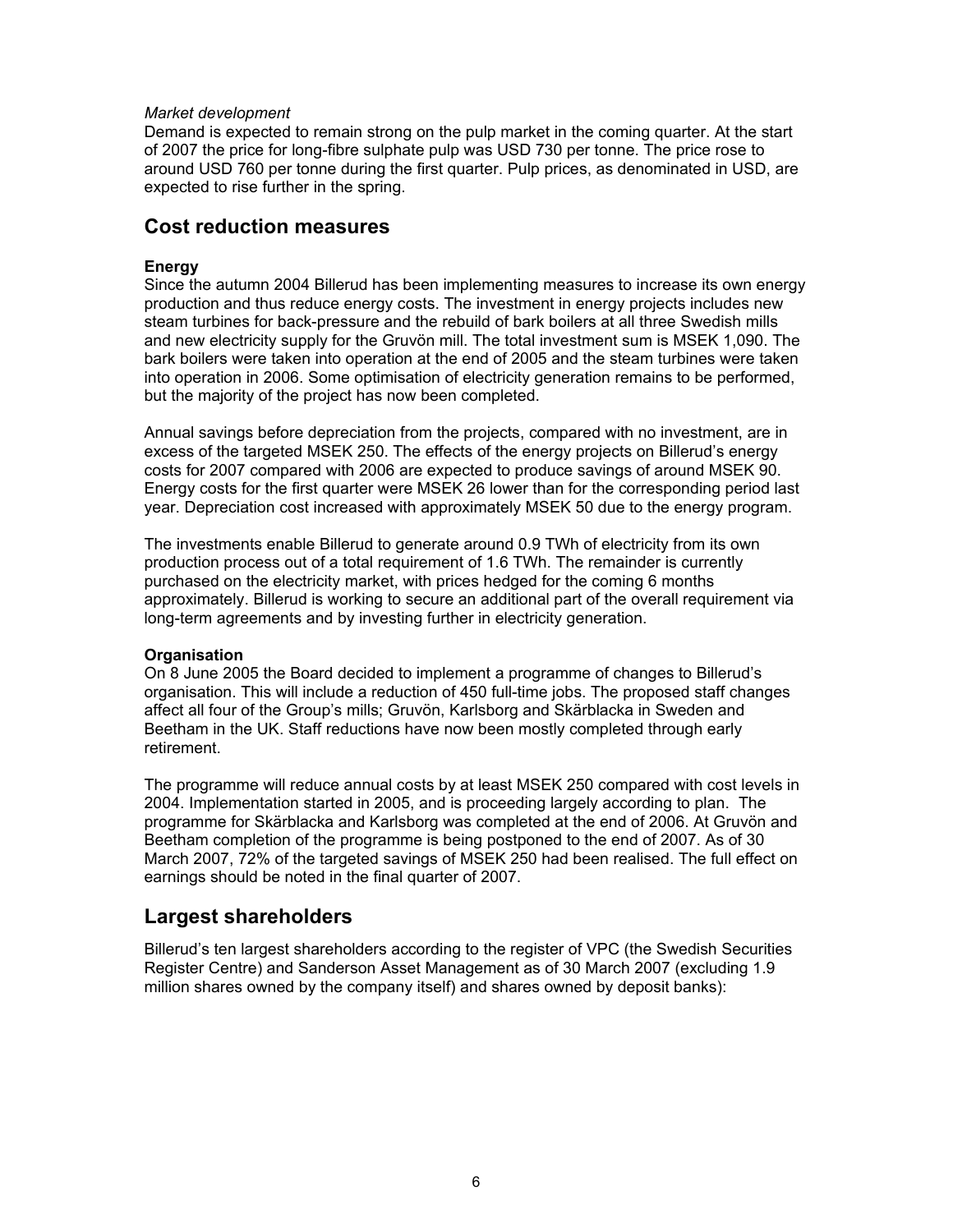*Market development*

Demand is expected to remain strong on the pulp market in the coming quarter. At the start of 2007 the price for long-fibre sulphate pulp was USD 730 per tonne. The price rose to around USD 760 per tonne during the first quarter. Pulp prices, as denominated in USD, are expected to rise further in the spring.

## Cost reduction measures

**Energy**

Since the autumn 2004 Billerud has been implementing measures to increase its own energy production and thus reduce energy costs. The investment in energy projects includes new steam turbines for back-pressure and the rebuild of bark boilers at all three Swedish mills and new electricity supply for the Gruvön mill. The total investment sum is MSEK 1,090. The bark boilers were taken into operation at the end of 2005 and the steam turbines were taken into operation in 2006. Some optimisation of electricity generation remains to be performed, but the majority of the project has now been completed.

Annual savings before depreciation from the projects, compared with no investment, are in excess of the targeted MSEK 250. The effects of the energy projects on Billerud's energy costs for 2007 compared with 2006 are expected to produce savings of around MSEK 90. Energy costs for the first quarter were MSEK 26 lower than for the corresponding period last year. Depreciation cost increased with approximately MSEK 50 due to the energy program.

The investments enable Billerud to generate around 0.9 TWh of electricity from its own production process out of a total requirement of 1.6 TWh. The remainder is currently purchased on the electricity market, with prices hedged for the coming 6 months approximately. Billerud is working to secure an additional part of the overall requirement via long-term agreements and by investing further in electricity generation.

**Organisation**

On 8 June 2005 the Board decided to implement a programme of changes to Billerud's organisation. This will include a reduction of 450 full-time jobs. The proposed staff changes affect all four of the Group's mills; Gruvön, Karlsborg and Skärblacka in Sweden and Beetham in the UK. Staff reductions have now been mostly completed through early retirement.

The programme will reduce annual costs by at least MSEK 250 compared with cost levels in 2004. Implementation started in 2005, and is proceeding largely according to plan. The programme for Skärblacka and Karlsborg was completed at the end of 2006. At Gruvön and Beetham completion of the programme is being postponed to the end of 2007. As of 30 March 2007, 72% of the targeted savings of MSEK 250 had been realised. The full effect on earnings should be noted in the final quarter of 2007.

## Largest shareholders

Billerud's ten largest shareholders according to the register of VPC (the Swedish Securities Register Centre) and Sanderson Asset Management as of 30 March 2007 (excluding 1.9 million shares owned by the company itself) and shares owned by deposit banks):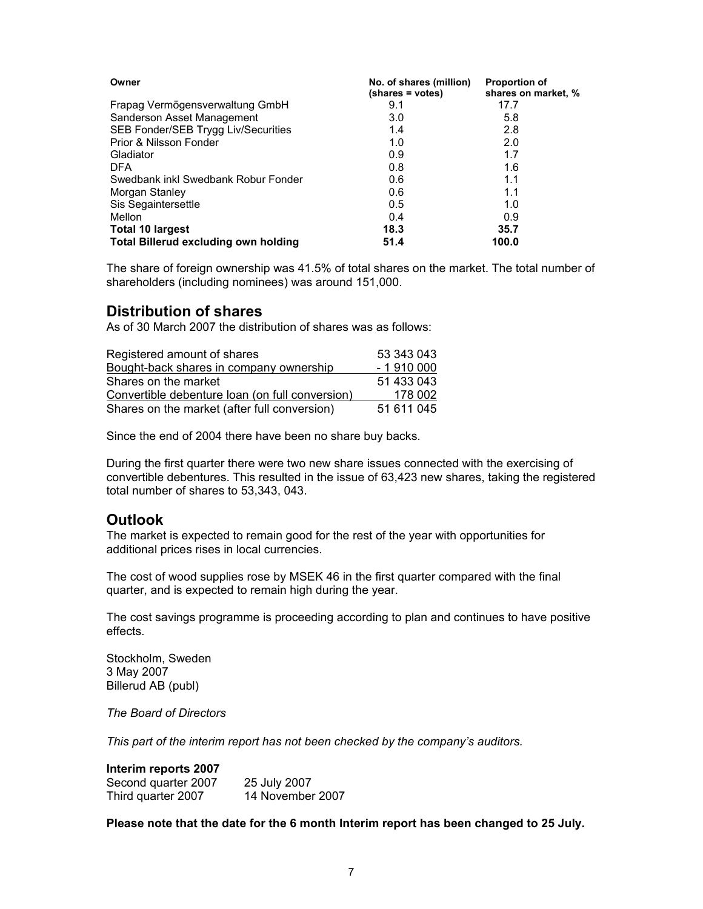| Owner | No. of shares (million) (shares = votes) | Proportion of shares on market, % |
|---|---|---|
| Frapag Vermögensverwaltung GmbH | 9.1 | 17.7 |
| Sanderson Asset Management | 3.0 | 5.8 |
| SEB Fonder/SEB Trygg Liv/Securities | 1.4 | 2.8 |
| Prior & Nilsson Fonder | 1.0 | 2.0 |
| Gladiator | 0.9 | 1.7 |
| DFA | 0.8 | 1.6 |
| Swedbank inkl Swedbank Robur Fonder | 0.6 | 1.1 |
| Morgan Stanley | 0.6 | 1.1 |
| Sis Segaintersettle | 0.5 | 1.0 |
| Mellon | 0.4 | 0.9 |
| **Total 10 largest** | **18.3** | **35.7** |
| **Total Billerud excluding own holding** | **51.4** | **100.0** |

The share of foreign ownership was 41.5% of total shares on the market. The total number of shareholders (including nominees) was around 151,000.

## Distribution of shares

As of 30 March 2007 the distribution of shares was as follows:

| | |
|---|---|
| Registered amount of shares | 53 343 043 |
| Bought-back shares in company ownership | - 1 910 000 |
| Shares on the market | 51 433 043 |
| Convertible debenture loan (on full conversion) | 178 002 |
| Shares on the market (after full conversion) | 51 611 045 |

Since the end of 2004 there have been no share buy backs.

During the first quarter there were two new share issues connected with the exercising of convertible debentures. This resulted in the issue of 63,423 new shares, taking the registered total number of shares to 53,343, 043.

## Outlook

The market is expected to remain good for the rest of the year with opportunities for additional prices rises in local currencies.

The cost of wood supplies rose by MSEK 46 in the first quarter compared with the final quarter, and is expected to remain high during the year.

The cost savings programme is proceeding according to plan and continues to have positive effects.

Stockholm, Sweden
3 May 2007
Billerud AB (publ)

*The Board of Directors*

*This part of the interim report has not been checked by the company's auditors.*

**Interim reports 2007**

| | |
|---|---|
| Second quarter 2007 | 25 July 2007 |
| Third quarter 2007 | 14 November 2007 |

**Please note that the date for the 6 month Interim report has been changed to 25 July.**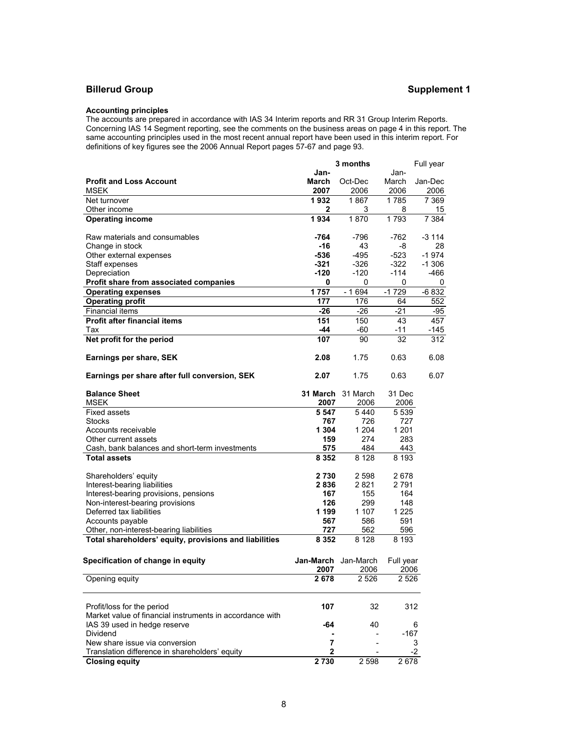## Billerud Group

## Supplement 1

**Accounting principles**

The accounts are prepared in accordance with IAS 34 Interim reports and RR 31 Group Interim Reports. Concerning IAS 14 Segment reporting, see the comments on the business areas on page 4 in this report. The same accounting principles used in the most recent annual report have been used in this interim report. For definitions of key figures see the 2006 Annual Report pages 57-67 and page 93.

| **Profit and Loss Account** MSEK | 3 months Jan-March 2007 | Oct-Dec 2006 | Jan-March 2006 | Full year Jan-Dec 2006 |
|---|---|---|---|---|
| Net turnover | **1 932** | 1 867 | 1 785 | 7 369 |
| Other income | **2** | 3 | 8 | 15 |
| **Operating income** | **1 934** | 1 870 | 1 793 | 7 384 |
| Raw materials and consumables | **-764** | -796 | -762 | -3 114 |
| Change in stock | **-16** | 43 | -8 | 28 |
| Other external expenses | **-536** | -495 | -523 | -1 974 |
| Staff expenses | **-321** | -326 | -322 | -1 306 |
| Depreciation | **-120** | -120 | -114 | -466 |
| **Profit share from associated companies** | **0** | 0 | 0 | 0 |
| **Operating expenses** | **1 757** | - 1 694 | -1 729 | -6 832 |
| **Operating profit** | **177** | 176 | 64 | 552 |
| Financial items | **-26** | -26 | -21 | -95 |
| **Profit after financial items** | **151** | 150 | 43 | 457 |
| Tax | **-44** | -60 | -11 | -145 |
| **Net profit for the period** | **107** | 90 | 32 | 312 |
| **Earnings per share, SEK** | **2.08** | 1.75 | 0.63 | 6.08 |
| **Earnings per share after full conversion, SEK** | **2.07** | 1.75 | 0.63 | 6.07 |

| **Balance Sheet** MSEK | **31 March 2007** | 31 March 2006 | 31 Dec 2006 |
|---|---|---|---|
| Fixed assets | **5 547** | 5 440 | 5 539 |
| Stocks | **767** | 726 | 727 |
| Accounts receivable | **1 304** | 1 204 | 1 201 |
| Other current assets | **159** | 274 | 283 |
| Cash, bank balances and short-term investments | **575** | 484 | 443 |
| **Total assets** | **8 352** | 8 128 | 8 193 |
| Shareholders' equity | **2 730** | 2 598 | 2 678 |
| Interest-bearing liabilities | **2 836** | 2 821 | 2 791 |
| Interest-bearing provisions, pensions | **167** | 155 | 164 |
| Non-interest-bearing provisions | **126** | 299 | 148 |
| Deferred tax liabilities | **1 199** | 1 107 | 1 225 |
| Accounts payable | **567** | 586 | 591 |
| Other, non-interest-bearing liabilities | **727** | 562 | 596 |
| **Total shareholders' equity, provisions and liabilities** | **8 352** | 8 128 | 8 193 |

| **Specification of change in equity** | **Jan-March 2007** | Jan-March 2006 | Full year 2006 |
|---|---|---|---|
| Opening equity | **2 678** | 2 526 | 2 526 |
| Profit/loss for the period | **107** | 32 | 312 |
| Market value of financial instruments in accordance with IAS 39 used in hedge reserve | **-64** | 40 | 6 |
| Dividend | **-** | - | -167 |
| New share issue via conversion | **7** | - | 3 |
| Translation difference in shareholders' equity | **2** | - | -2 |
| **Closing equity** | **2 730** | 2 598 | 2 678 |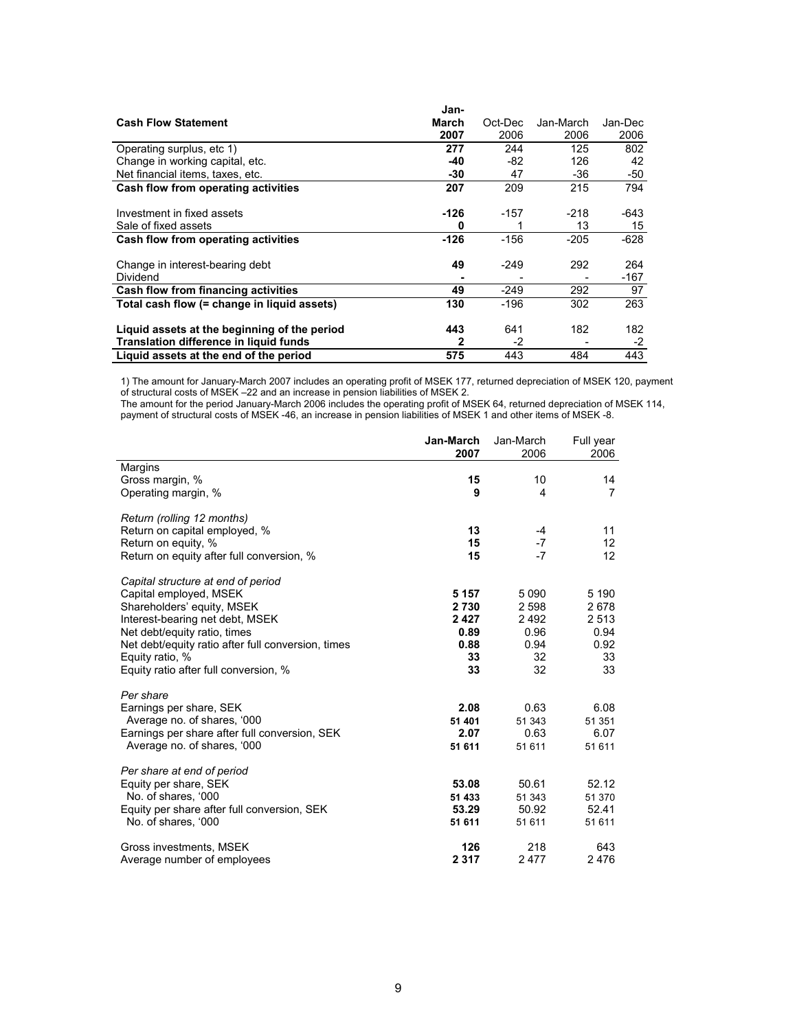| Cash Flow Statement | **Jan-March 2007** | Oct-Dec 2006 | Jan-March 2006 | Jan-Dec 2006 |
|---|---|---|---|---|
| Operating surplus, etc 1) | **277** | 244 | 125 | 802 |
| Change in working capital, etc. | **-40** | -82 | 126 | 42 |
| Net financial items, taxes, etc. | **-30** | 47 | -36 | -50 |
| **Cash flow from operating activities** | **207** | 209 | 215 | 794 |
| | | | | |
| Investment in fixed assets | **-126** | -157 | -218 | -643 |
| Sale of fixed assets | **0** | 1 | 13 | 15 |
| **Cash flow from operating activities** | **-126** | -156 | -205 | -628 |
| | | | | |
| Change in interest-bearing debt | **49** | -249 | 292 | 264 |
| Dividend | **-** | - | - | -167 |
| **Cash flow from financing activities** | **49** | -249 | 292 | 97 |
| **Total cash flow (= change in liquid assets)** | **130** | -196 | 302 | 263 |
| | | | | |
| **Liquid assets at the beginning of the period** | **443** | 641 | 182 | 182 |
| **Translation difference in liquid funds** | **2** | -2 | - | -2 |
| **Liquid assets at the end of the period** | **575** | 443 | 484 | 443 |

1) The amount for January-March 2007 includes an operating profit of MSEK 177, returned depreciation of MSEK 120, payment of structural costs of MSEK –22 and an increase in pension liabilities of MSEK 2.
The amount for the period January-March 2006 includes the operating profit of MSEK 64, returned depreciation of MSEK 114, payment of structural costs of MSEK -46, an increase in pension liabilities of MSEK 1 and other items of MSEK -8.

| | **Jan-March 2007** | Jan-March 2006 | Full year 2006 |
|---|---|---|---|
| Margins | | | |
| Gross margin, % | **15** | 10 | 14 |
| Operating margin, % | **9** | 4 | 7 |
| | | | |
| *Return (rolling 12 months)* | | | |
| Return on capital employed, % | **13** | -4 | 11 |
| Return on equity, % | **15** | -7 | 12 |
| Return on equity after full conversion, % | **15** | -7 | 12 |
| | | | |
| *Capital structure at end of period* | | | |
| Capital employed, MSEK | **5 157** | 5 090 | 5 190 |
| Shareholders' equity, MSEK | **2 730** | 2 598 | 2 678 |
| Interest-bearing net debt, MSEK | **2 427** | 2 492 | 2 513 |
| Net debt/equity ratio, times | **0.89** | 0.96 | 0.94 |
| Net debt/equity ratio after full conversion, times | **0.88** | 0.94 | 0.92 |
| Equity ratio, % | **33** | 32 | 33 |
| Equity ratio after full conversion, % | **33** | 32 | 33 |
| | | | |
| *Per share* | | | |
| Earnings per share, SEK | **2.08** | 0.63 | 6.08 |
| Average no. of shares, '000 | **51 401** | 51 343 | 51 351 |
| Earnings per share after full conversion, SEK | **2.07** | 0.63 | 6.07 |
| Average no. of shares, '000 | **51 611** | 51 611 | 51 611 |
| | | | |
| *Per share at end of period* | | | |
| Equity per share, SEK | **53.08** | 50.61 | 52.12 |
| No. of shares, '000 | **51 433** | 51 343 | 51 370 |
| Equity per share after full conversion, SEK | **53.29** | 50.92 | 52.41 |
| No. of shares, '000 | **51 611** | 51 611 | 51 611 |
| | | | |
| Gross investments, MSEK | **126** | 218 | 643 |
| Average number of employees | **2 317** | 2 477 | 2 476 |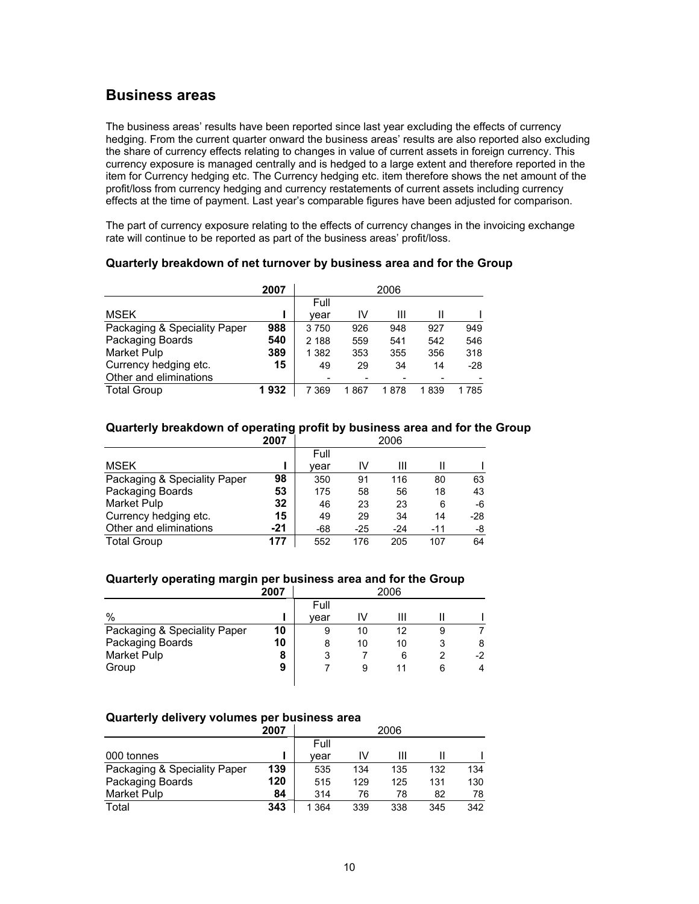## Business areas

The business areas' results have been reported since last year excluding the effects of currency hedging. From the current quarter onward the business areas' results are also reported also excluding the share of currency effects relating to changes in value of current assets in foreign currency. This currency exposure is managed centrally and is hedged to a large extent and therefore reported in the item for Currency hedging etc. The Currency hedging etc. item therefore shows the net amount of the profit/loss from currency hedging and currency restatements of current assets including currency effects at the time of payment. Last year's comparable figures have been adjusted for comparison.

The part of currency exposure relating to the effects of currency changes in the invoicing exchange rate will continue to be reported as part of the business areas' profit/loss.

### Quarterly breakdown of net turnover by business area and for the Group

| | 2007 | 2006 | | | | |
|---|---|---|---|---|---|---|
| MSEK | **I** | Full year | IV | III | II | I |
| Packaging & Speciality Paper | **988** | 3 750 | 926 | 948 | 927 | 949 |
| Packaging Boards | **540** | 2 188 | 559 | 541 | 542 | 546 |
| Market Pulp | **389** | 1 382 | 353 | 355 | 356 | 318 |
| Currency hedging etc. | **15** | 49 | 29 | 34 | 14 | -28 |
| Other and eliminations | | - | - | - | - | - |
| Total Group | **1 932** | 7 369 | 1 867 | 1 878 | 1 839 | 1 785 |

### Quarterly breakdown of operating profit by business area and for the Group

| | 2007 | 2006 | | | | |
|---|---|---|---|---|---|---|
| MSEK | **I** | Full year | IV | III | II | I |
| Packaging & Speciality Paper | **98** | 350 | 91 | 116 | 80 | 63 |
| Packaging Boards | **53** | 175 | 58 | 56 | 18 | 43 |
| Market Pulp | **32** | 46 | 23 | 23 | 6 | -6 |
| Currency hedging etc. | **15** | 49 | 29 | 34 | 14 | -28 |
| Other and eliminations | **-21** | -68 | -25 | -24 | -11 | -8 |
| Total Group | **177** | 552 | 176 | 205 | 107 | 64 |

### Quarterly operating margin per business area and for the Group

| | 2007 | 2006 | | | | |
|---|---|---|---|---|---|---|
| % | **I** | Full year | IV | III | II | I |
| Packaging & Speciality Paper | **10** | 9 | 10 | 12 | 9 | 7 |
| Packaging Boards | **10** | 8 | 10 | 10 | 3 | 8 |
| Market Pulp | **8** | 3 | 7 | 6 | 2 | -2 |
| Group | **9** | 7 | 9 | 11 | 6 | 4 |

### Quarterly delivery volumes per business area

| | 2007 | 2006 | | | | |
|---|---|---|---|---|---|---|
| 000 tonnes | **I** | Full year | IV | III | II | I |
| Packaging & Speciality Paper | **139** | 535 | 134 | 135 | 132 | 134 |
| Packaging Boards | **120** | 515 | 129 | 125 | 131 | 130 |
| Market Pulp | **84** | 314 | 76 | 78 | 82 | 78 |
| Total | **343** | 1 364 | 339 | 338 | 345 | 342 |